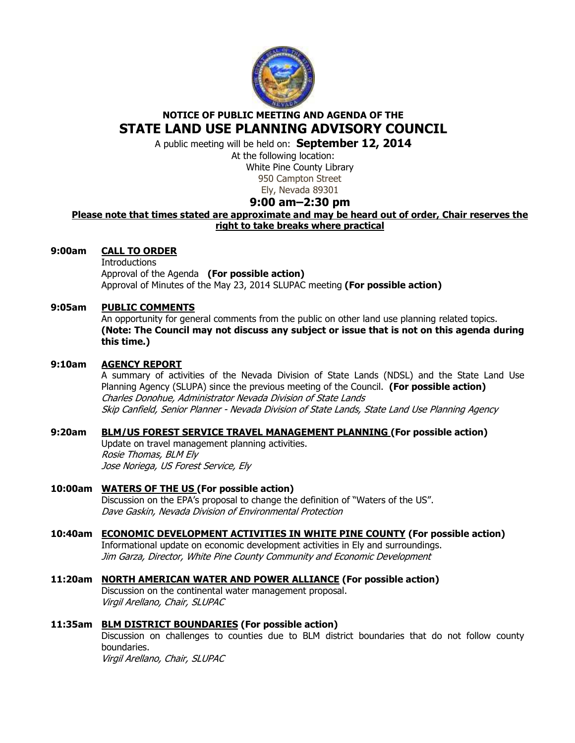# NOTICE OF PUBLIC MEETING AND AGENDA OF THE
# STATE LAND USE PLANNING ADVISORY COUNCIL

A public meeting will be held on: **September 12, 2014**

At the following location:
White Pine County Library
950 Campton Street
Ely, Nevada 89301

**9:00 am–2:30 pm**

**Please note that times stated are approximate and may be heard out of order, Chair reserves the right to take breaks where practical**

**9:00am** **CALL TO ORDER**
Introductions
Approval of the Agenda **(For possible action)**
Approval of Minutes of the May 23, 2014 SLUPAC meeting **(For possible action)**

**9:05am** **PUBLIC COMMENTS**
An opportunity for general comments from the public on other land use planning related topics.
**(Note: The Council may not discuss any subject or issue that is not on this agenda during this time.)**

**9:10am** **AGENCY REPORT**
A summary of activities of the Nevada Division of State Lands (NDSL) and the State Land Use Planning Agency (SLUPA) since the previous meeting of the Council. **(For possible action)**
*Charles Donohue, Administrator Nevada Division of State Lands*
*Skip Canfield, Senior Planner - Nevada Division of State Lands, State Land Use Planning Agency*

**9:20am** **BLM/US FOREST SERVICE TRAVEL MANAGEMENT PLANNING (For possible action)**
Update on travel management planning activities.
*Rosie Thomas, BLM Ely*
*Jose Noriega, US Forest Service, Ely*

**10:00am** **WATERS OF THE US (For possible action)**
Discussion on the EPA's proposal to change the definition of "Waters of the US".
*Dave Gaskin, Nevada Division of Environmental Protection*

**10:40am** **ECONOMIC DEVELOPMENT ACTIVITIES IN WHITE PINE COUNTY (For possible action)**
Informational update on economic development activities in Ely and surroundings.
*Jim Garza, Director, White Pine County Community and Economic Development*

**11:20am** **NORTH AMERICAN WATER AND POWER ALLIANCE (For possible action)**
Discussion on the continental water management proposal.
*Virgil Arellano, Chair, SLUPAC*

**11:35am** **BLM DISTRICT BOUNDARIES (For possible action)**
Discussion on challenges to counties due to BLM district boundaries that do not follow county boundaries.
*Virgil Arellano, Chair, SLUPAC*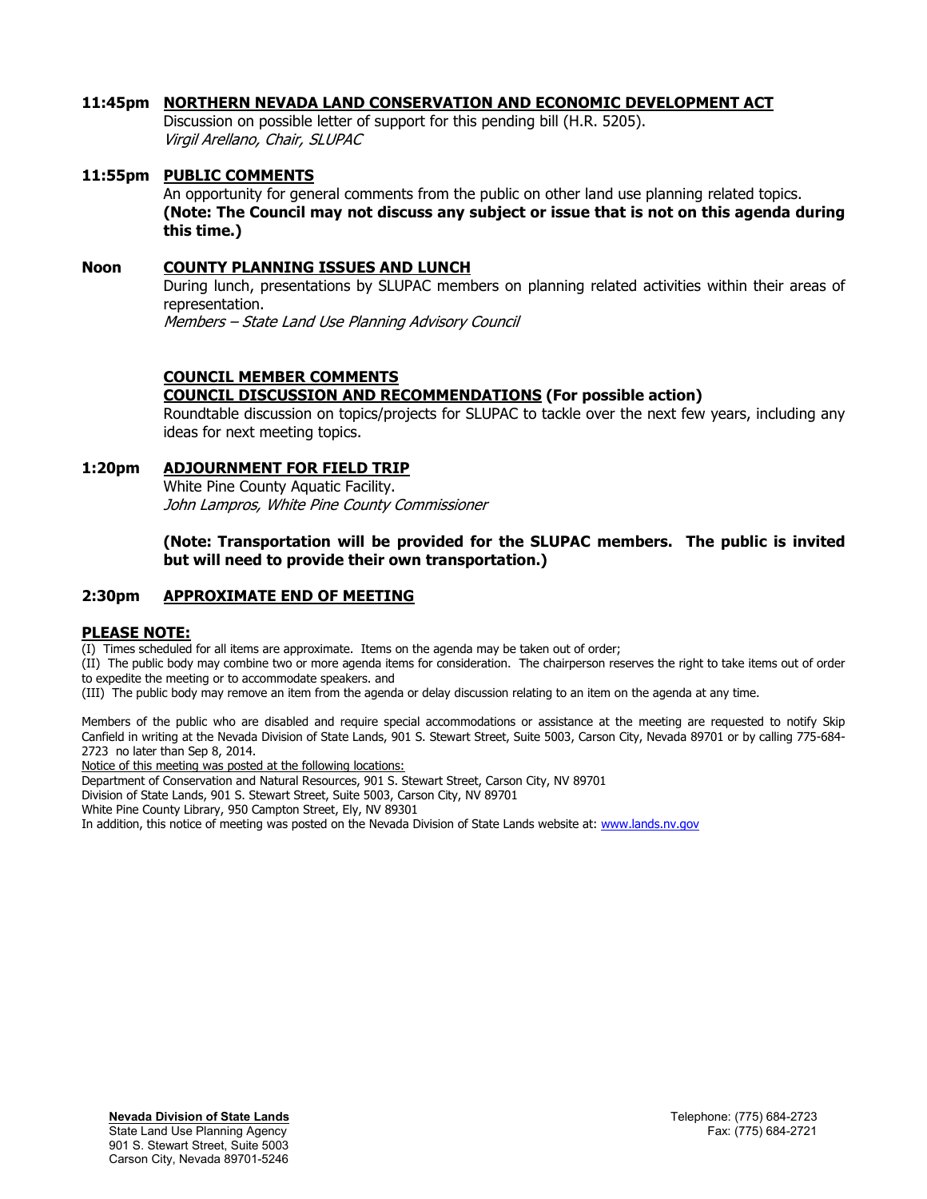**11:45pm NORTHERN NEVADA LAND CONSERVATION AND ECONOMIC DEVELOPMENT ACT**
Discussion on possible letter of support for this pending bill (H.R. 5205).
*Virgil Arellano, Chair, SLUPAC*

**11:55pm PUBLIC COMMENTS**
An opportunity for general comments from the public on other land use planning related topics.
**(Note: The Council may not discuss any subject or issue that is not on this agenda during this time.)**

**Noon COUNTY PLANNING ISSUES AND LUNCH**
During lunch, presentations by SLUPAC members on planning related activities within their areas of representation.
*Members – State Land Use Planning Advisory Council*

**COUNCIL MEMBER COMMENTS**
**COUNCIL DISCUSSION AND RECOMMENDATIONS (For possible action)**
Roundtable discussion on topics/projects for SLUPAC to tackle over the next few years, including any ideas for next meeting topics.

**1:20pm ADJOURNMENT FOR FIELD TRIP**
White Pine County Aquatic Facility.
*John Lampros, White Pine County Commissioner*

**(Note: Transportation will be provided for the SLUPAC members. The public is invited but will need to provide their own transportation.)**

**2:30pm APPROXIMATE END OF MEETING**

**PLEASE NOTE:**
(I) Times scheduled for all items are approximate. Items on the agenda may be taken out of order;
(II) The public body may combine two or more agenda items for consideration. The chairperson reserves the right to take items out of order to expedite the meeting or to accommodate speakers. and
(III) The public body may remove an item from the agenda or delay discussion relating to an item on the agenda at any time.

Members of the public who are disabled and require special accommodations or assistance at the meeting are requested to notify Skip Canfield in writing at the Nevada Division of State Lands, 901 S. Stewart Street, Suite 5003, Carson City, Nevada 89701 or by calling 775-684-2723 no later than Sep 8, 2014.

Notice of this meeting was posted at the following locations:
Department of Conservation and Natural Resources, 901 S. Stewart Street, Carson City, NV 89701
Division of State Lands, 901 S. Stewart Street, Suite 5003, Carson City, NV 89701
White Pine County Library, 950 Campton Street, Ely, NV 89301
In addition, this notice of meeting was posted on the Nevada Division of State Lands website at: www.lands.nv.gov

**Nevada Division of State Lands**
State Land Use Planning Agency
901 S. Stewart Street, Suite 5003
Carson City, Nevada 89701-5246

Telephone: (775) 684-2723
Fax: (775) 684-2721